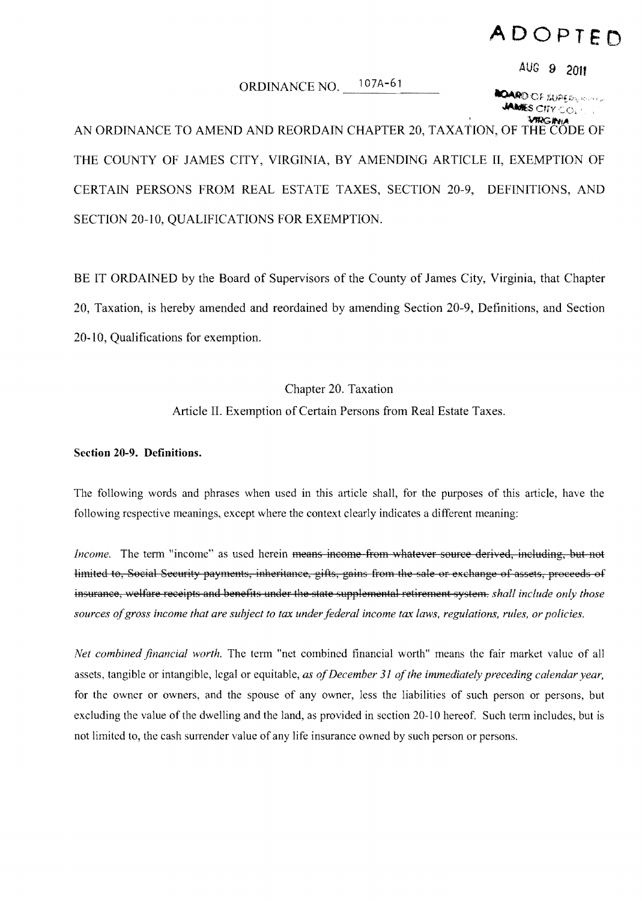**ADOPTED**

AUG 9 2011

BOARD OF SUPERVISORS
JAMES CITY COUNTY
VIRGINIA

ORDINANCE NO. 107A-61

AN ORDINANCE TO AMEND AND REORDAIN CHAPTER 20, TAXATION, OF THE CODE OF THE COUNTY OF JAMES CITY, VIRGINIA, BY AMENDING ARTICLE II, EXEMPTION OF CERTAIN PERSONS FROM REAL ESTATE TAXES, SECTION 20-9, DEFINITIONS, AND SECTION 20-10, QUALIFICATIONS FOR EXEMPTION.

BE IT ORDAINED by the Board of Supervisors of the County of James City, Virginia, that Chapter 20, Taxation, is hereby amended and reordained by amending Section 20-9, Definitions, and Section 20-10, Qualifications for exemption.

Chapter 20. Taxation

Article II. Exemption of Certain Persons from Real Estate Taxes.

**Section 20-9. Definitions.**

The following words and phrases when used in this article shall, for the purposes of this article, have the following respective meanings, except where the context clearly indicates a different meaning:

*Income.* The term "income" as used herein ~~means income from whatever source derived, including, but not limited to, Social Security payments, inheritance, gifts, gains from the sale or exchange of assets, proceeds of insurance, welfare receipts and benefits under the state supplemental retirement system.~~ *shall include only those sources of gross income that are subject to tax under federal income tax laws, regulations, rules, or policies.*

*Net combined financial worth.* The term "net combined financial worth" means the fair market value of all assets, tangible or intangible, legal or equitable, *as of December 31 of the immediately preceding calendar year,* for the owner or owners, and the spouse of any owner, less the liabilities of such person or persons, but excluding the value of the dwelling and the land, as provided in section 20-10 hereof. Such term includes, but is not limited to, the cash surrender value of any life insurance owned by such person or persons.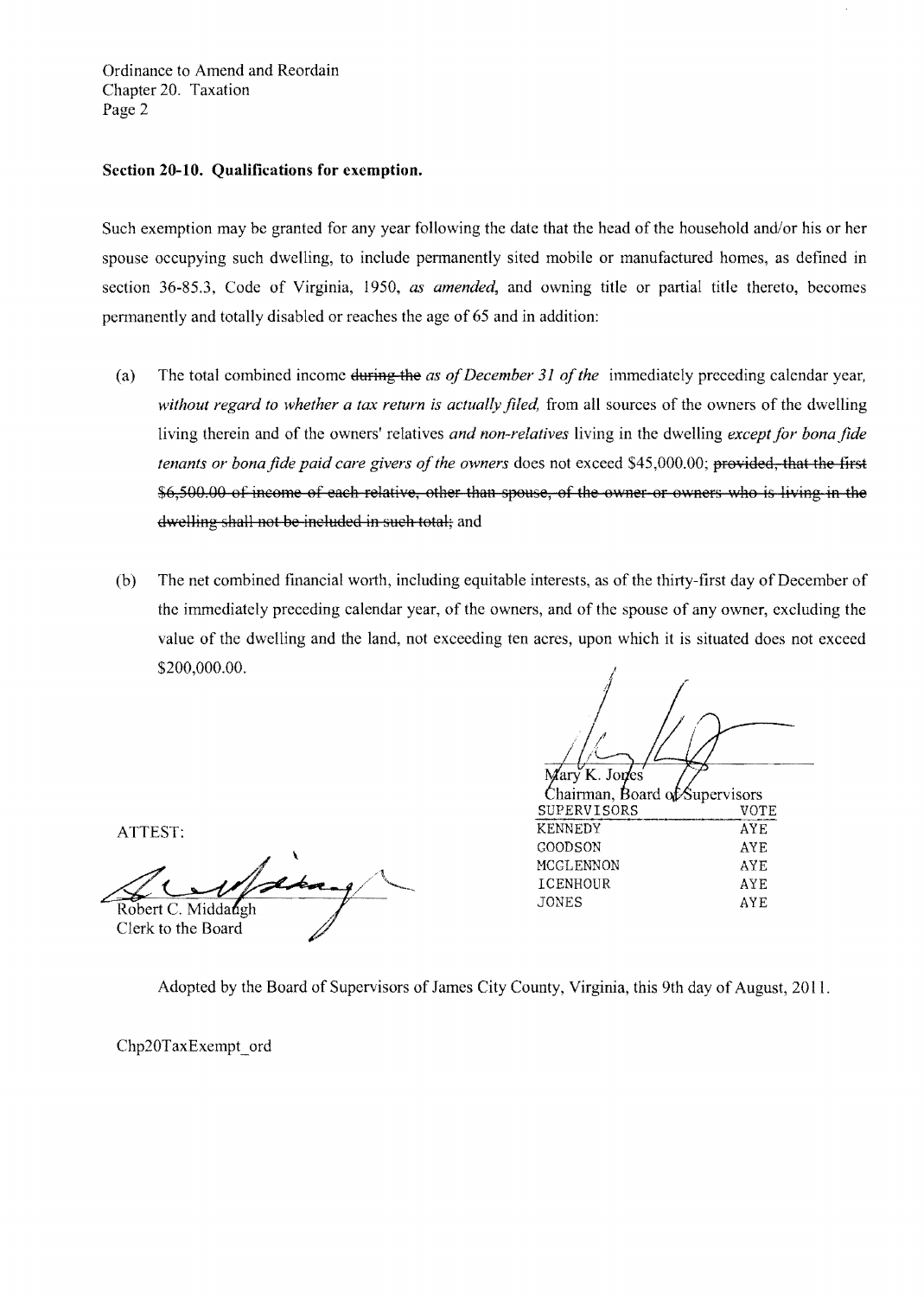Ordinance to Amend and Reordain
Chapter 20. Taxation
Page 2

**Section 20-10. Qualifications for exemption.**

Such exemption may be granted for any year following the date that the head of the household and/or his or her spouse occupying such dwelling, to include permanently sited mobile or manufactured homes, as defined in section 36-85.3, Code of Virginia, 1950, *as amended*, and owning title or partial title thereto, becomes permanently and totally disabled or reaches the age of 65 and in addition:

(a) The total combined income ~~during the~~ *as of December 31 of the* immediately preceding calendar year, *without regard to whether a tax return is actually filed,* from all sources of the owners of the dwelling living therein and of the owners' relatives *and non-relatives* living in the dwelling *except for bona fide tenants or bona fide paid care givers of the owners* does not exceed $45,000.00; ~~provided, that the first $6,500.00 of income of each relative, other than spouse, of the owner or owners who is living in the dwelling shall not be included in such total;~~ and

(b) The net combined financial worth, including equitable interests, as of the thirty-first day of December of the immediately preceding calendar year, of the owners, and of the spouse of any owner, excluding the value of the dwelling and the land, not exceeding ten acres, upon which it is situated does not exceed $200,000.00.

Mary K. Jones
Chairman, Board of Supervisors

| SUPERVISORS | VOTE |
|---|---|
| KENNEDY | AYE |
| GOODSON | AYE |
| MCGLENNON | AYE |
| ICENHOUR | AYE |
| JONES | AYE |

ATTEST:

Robert C. Middaugh
Clerk to the Board

Adopted by the Board of Supervisors of James City County, Virginia, this 9th day of August, 2011.

Chp20TaxExempt_ord